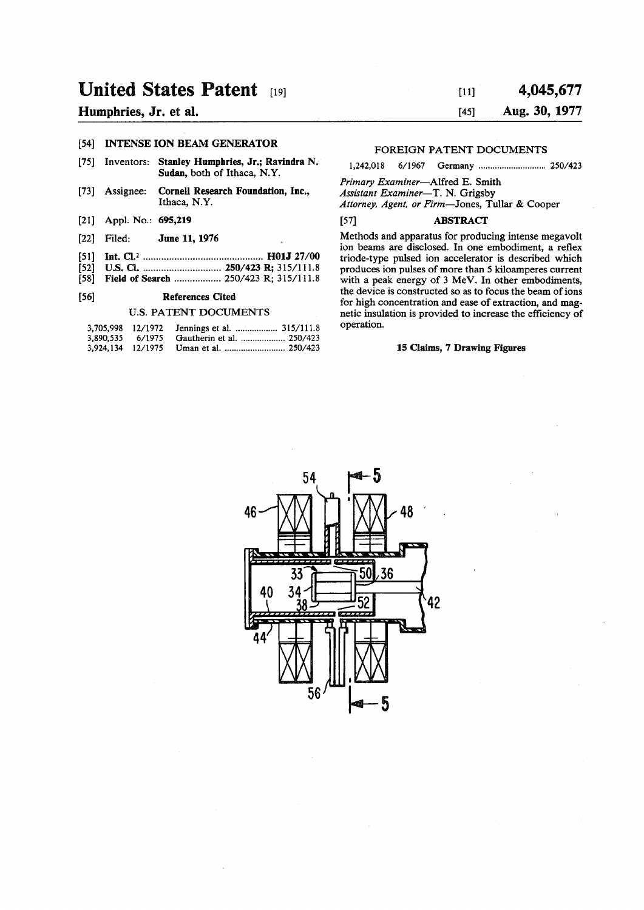# United States Patent [19]

**Humphries, Jr. et al.**

[11] **4,045,677**

[45] **Aug. 30, 1977**

[54] **INTENSE ION BEAM GENERATOR**

[75] Inventors: **Stanley Humphries, Jr.; Ravindra N. Sudan,** both of Ithaca, N.Y.

[73] Assignee: **Cornell Research Foundation, Inc.,** Ithaca, N.Y.

[21] Appl. No.: **695,219**

[22] Filed: **June 11, 1976**

[51] **Int. Cl.**[2] .............................................. **H01J 27/00**

[52] **U.S. Cl.** .............................. **250/423 R;** 315/111.8

[58] **Field of Search** .................. 250/423 R; 315/111.8

[56] **References Cited**

U.S. PATENT DOCUMENTS

| | | | |
|---|---|---|---|
| 3,705,998 | 12/1972 | Jennings et al. .................. | 315/111.8 |
| 3,890,535 | 6/1975 | Gautherin et al. .................. | 250/423 |
| 3,924,134 | 12/1975 | Uman et al. .......................... | 250/423 |

FOREIGN PATENT DOCUMENTS

| | | | |
|---|---|---|---|
| 1,242,018 | 6/1967 | Germany .............................. | 250/423 |

*Primary Examiner*—Alfred E. Smith

*Assistant Examiner*—T. N. Grigsby

*Attorney, Agent, or Firm*—Jones, Tullar & Cooper

[57] **ABSTRACT**

Methods and apparatus for producing intense megavolt ion beams are disclosed. In one embodiment, a reflex triode-type pulsed ion accelerator is described which produces ion pulses of more than 5 kiloamperes current with a peak energy of 3 MeV. In other embodiments, the device is constructed so as to focus the beam of ions for high concentration and ease of extraction, and magnetic insulation is provided to increase the efficiency of operation.

**15 Claims, 7 Drawing Figures**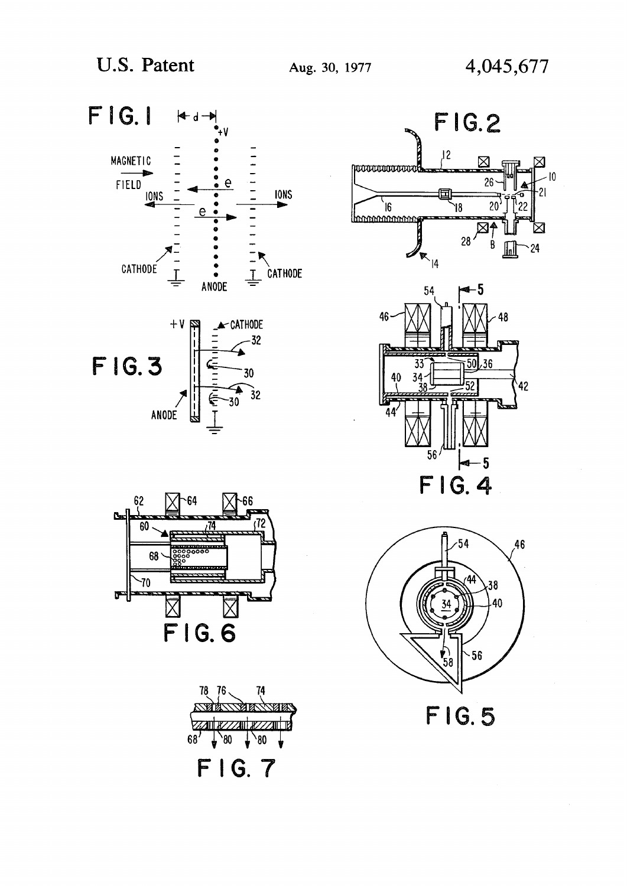FIG. 1

FIG. 2

FIG. 3

FIG. 4

FIG. 5

FIG. 6

FIG. 7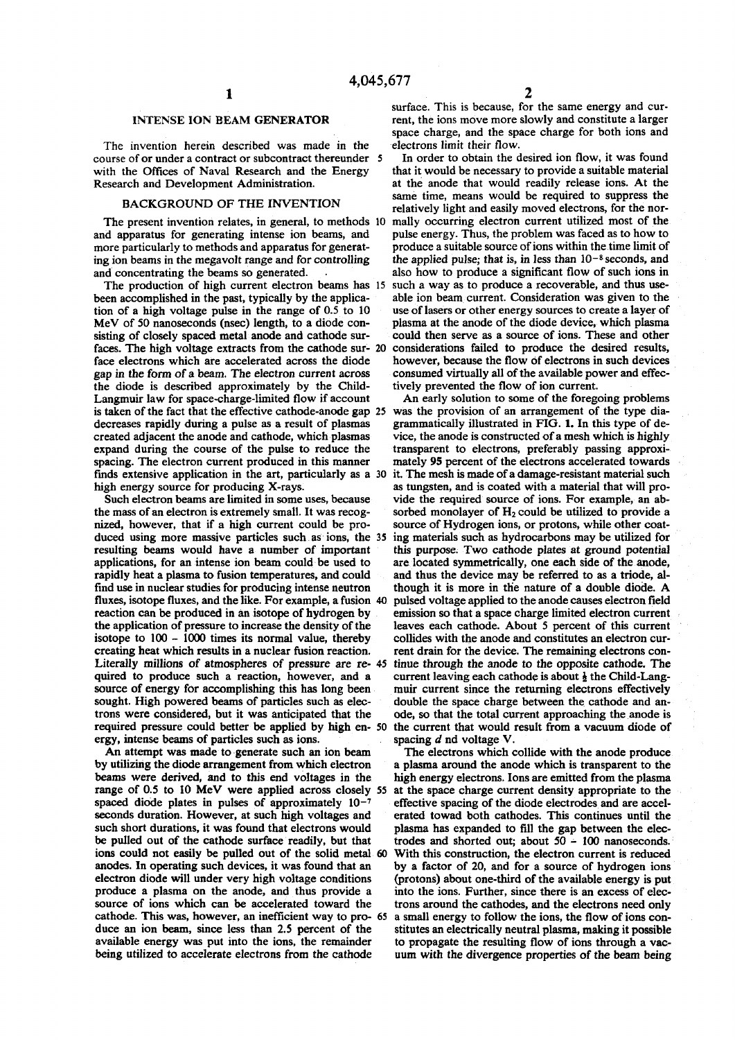# INTENSE ION BEAM GENERATOR

The invention herein described was made in the course of or under a contract or subcontract thereunder with the Offices of Naval Research and the Energy Research and Development Administration.

## BACKGROUND OF THE INVENTION

The present invention relates, in general, to methods and apparatus for generating intense ion beams, and more particularly to methods and apparatus for generating ion beams in the megavolt range and for controlling and concentrating the beams so generated.

The production of high current electron beams has been accomplished in the past, typically by the application of a high voltage pulse in the range of 0.5 to 10 MeV of 50 nanoseconds (nsec) length, to a diode consisting of closely spaced metal anode and cathode surfaces. The high voltage extracts from the cathode surface electrons which are accelerated across the diode gap in the form of a beam. The electron current across the diode is described approximately by the Child-Langmuir law for space-charge-limited flow if account is taken of the fact that the effective cathode-anode gap decreases rapidly during a pulse as a result of plasmas created adjacent the anode and cathode, which plasmas expand during the course of the pulse to reduce the spacing. The electron current produced in this manner finds extensive application in the art, particularly as a high energy source for producing X-rays.

Such electron beams are limited in some uses, because the mass of an electron is extremely small. It was recognized, however, that if a high current could be produced using more massive particles such as ions, the resulting beams would have a number of important applications, for an intense ion beam could be used to rapidly heat a plasma to fusion temperatures, and could find use in nuclear studies for producing intense neutron fluxes, isotope fluxes, and the like. For example, a fusion reaction can be produced in an isotope of hydrogen by the application of pressure to increase the density of the isotope to 100 – 1000 times its normal value, thereby creating heat which results in a nuclear fusion reaction. Literally millions of atmospheres of pressure are required to produce such a reaction, however, and a source of energy for accomplishing this has long been sought. High powered beams of particles such as electrons were considered, but it was anticipated that the required pressure could better be applied by high energy, intense beams of particles such as ions.

An attempt was made to generate such an ion beam by utilizing the diode arrangement from which electron beams were derived, and to this end voltages in the range of 0.5 to 10 MeV were applied across closely spaced diode plates in pulses of approximately $10^{-7}$ seconds duration. However, at such high voltages and such short durations, it was found that electrons would be pulled out of the cathode surface readily, but that ions could not easily be pulled out of the solid metal anodes. In operating such devices, it was found that an electron diode will under very high voltage conditions produce a plasma on the anode, and thus provide a source of ions which can be accelerated toward the cathode. This was, however, an inefficient way to produce an ion beam, since less than 2.5 percent of the available energy was put into the ions, the remainder being utilized to accelerate electrons from the cathode surface. This is because, for the same energy and current, the ions move more slowly and constitute a larger space charge, and the space charge for both ions and electrons limit their flow.

In order to obtain the desired ion flow, it was found that it would be necessary to provide a suitable material at the anode that would readily release ions. At the same time, means would be required to suppress the relatively light and easily moved electrons, for the normally occurring electron current utilized most of the pulse energy. Thus, the problem was faced as to how to produce a suitable source of ions within the time limit of the applied pulse; that is, in less than $10^{-8}$ seconds, and also how to produce a significant flow of such ions in such a way as to produce a recoverable, and thus useable ion beam current. Consideration was given to the use of lasers or other energy sources to create a layer of plasma at the anode of the diode device, which plasma could then serve as a source of ions. These and other considerations failed to produce the desired results, however, because the flow of electrons in such devices consumed virtually all of the available power and effectively prevented the flow of ion current.

An early solution to some of the foregoing problems was the provision of an arrangement of the type diagrammatically illustrated in FIG. 1. In this type of device, the anode is constructed of a mesh which is highly transparent to electrons, preferably passing approximately 95 percent of the electrons accelerated towards it. The mesh is made of a damage-resistant material such as tungsten, and is coated with a material that will provide the required source of ions. For example, an absorbed monolayer of $H_2$ could be utilized to provide a source of Hydrogen ions, or protons, while other coating materials such as hydrocarbons may be utilized for this purpose. Two cathode plates at ground potential are located symmetrically, one each side of the anode, and thus the device may be referred to as a triode, although it is more in the nature of a double diode. A pulsed voltage applied to the anode causes electron field emission so that a space charge limited electron current leaves each cathode. About 5 percent of this current collides with the anode and constitutes an electron current drain for the device. The remaining electrons continue through the anode to the opposite cathode. The current leaving each cathode is about ½ the Child-Langmuir current since the returning electrons effectively double the space charge between the cathode and anode, so that the total current approaching the anode is the current that would result from a vacuum diode of spacing $d$ nd voltage $V$.

The electrons which collide with the anode produce a plasma around the anode which is transparent to the high energy electrons. Ions are emitted from the plasma at the space charge current density appropriate to the effective spacing of the diode electrodes and are accelerated towad both cathodes. This continues until the plasma has expanded to fill the gap between the electrodes and shorted out; about 50 – 100 nanoseconds. With this construction, the electron current is reduced by a factor of 20, and for a source of hydrogen ions (protons) about one-third of the available energy is put into the ions. Further, since there is an excess of electrons around the cathodes, and the electrons need only a small energy to follow the ions, the flow of ions constitutes an electrically neutral plasma, making it possible to propagate the resulting flow of ions through a vacuum with the divergence properties of the beam being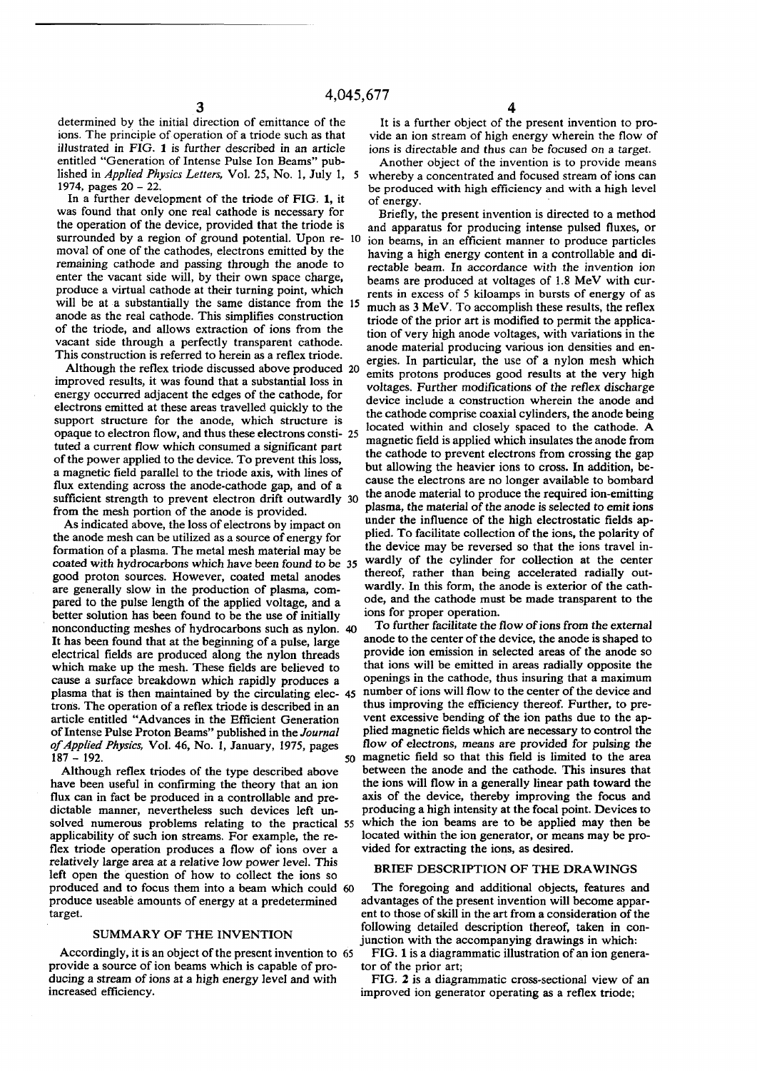determined by the initial direction of emittance of the ions. The principle of operation of a triode such as that illustrated in FIG. **1** is further described in an article entitled "Generation of Intense Pulse Ion Beams" published in *Applied Physics Letters*, Vol. 25, No. 1, July 1, 1974, pages 20 – 22.

In a further development of the triode of FIG. **1**, it was found that only one real cathode is necessary for the operation of the device, provided that the triode is surrounded by a region of ground potential. Upon removal of one of the cathodes, electrons emitted by the remaining cathode and passing through the anode to enter the vacant side will, by their own space charge, produce a virtual cathode at their turning point, which will be at a substantially the same distance from the anode as the real cathode. This simplifies construction of the triode, and allows extraction of ions from the vacant side through a perfectly transparent cathode. This construction is referred to herein as a reflex triode.

Although the reflex triode discussed above produced improved results, it was found that a substantial loss in energy occurred adjacent the edges of the cathode, for electrons emitted at these areas travelled quickly to the support structure for the anode, which structure is opaque to electron flow, and thus these electrons constituted a current flow which consumed a significant part of the power applied to the device. To prevent this loss, a magnetic field parallel to the triode axis, with lines of flux extending across the anode-cathode gap, and of a sufficient strength to prevent electron drift outwardly from the mesh portion of the anode is provided.

As indicated above, the loss of electrons by impact on the anode mesh can be utilized as a source of energy for formation of a plasma. The metal mesh material may be coated with hydrocarbons which have been found to be good proton sources. However, coated metal anodes are generally slow in the production of plasma, compared to the pulse length of the applied voltage, and a better solution has been found to be the use of initially nonconducting meshes of hydrocarbons such as nylon. It has been found that at the beginning of a pulse, large electrical fields are produced along the nylon threads which make up the mesh. These fields are believed to cause a surface breakdown which rapidly produces a plasma that is then maintained by the circulating electrons. The operation of a reflex triode is described in an article entitled "Advances in the Efficient Generation of Intense Pulse Proton Beams" published in the *Journal of Applied Physics*, Vol. 46, No. 1, January, 1975, pages 187 – 192.

Although reflex triodes of the type described above have been useful in confirming the theory that an ion flux can in fact be produced in a controllable and predictable manner, nevertheless such devices left unsolved numerous problems relating to the practical applicability of such ion streams. For example, the reflex triode operation produces a flow of ions over a relatively large area at a relative low power level. This left open the question of how to collect the ions so produced and to focus them into a beam which could produce useable amounts of energy at a predetermined target.

## SUMMARY OF THE INVENTION

Accordingly, it is an object of the present invention to provide a source of ion beams which is capable of producing a stream of ions at a high energy level and with increased efficiency.

It is a further object of the present invention to provide an ion stream of high energy wherein the flow of ions is directable and thus can be focused on a target.

Another object of the invention is to provide means whereby a concentrated and focused stream of ions can be produced with high efficiency and with a high level of energy.

Briefly, the present invention is directed to a method and apparatus for producing intense pulsed fluxes, or ion beams, in an efficient manner to produce particles having a high energy content in a controllable and directable beam. In accordance with the invention ion beams are produced at voltages of 1.8 MeV with currents in excess of 5 kiloamps in bursts of energy of as much as 3 MeV. To accomplish these results, the reflex triode of the prior art is modified to permit the application of very high anode voltages, with variations in the anode material producing various ion densities and energies. In particular, the use of a nylon mesh which emits protons produces good results at the very high voltages. Further modifications of the reflex discharge device include a construction wherein the anode and the cathode comprise coaxial cylinders, the anode being located within and closely spaced to the cathode. A magnetic field is applied which insulates the anode from the cathode to prevent electrons from crossing the gap but allowing the heavier ions to cross. In addition, because the electrons are no longer available to bombard the anode material to produce the required ion-emitting plasma, the material of the anode is selected to emit ions under the influence of the high electrostatic fields applied. To facilitate collection of the ions, the polarity of the device may be reversed so that the ions travel inwardly of the cylinder for collection at the center thereof, rather than being accelerated radially outwardly. In this form, the anode is exterior of the cathode, and the cathode must be made transparent to the ions for proper operation.

To further facilitate the flow of ions from the external anode to the center of the device, the anode is shaped to provide ion emission in selected areas of the anode so that ions will be emitted in areas radially opposite the openings in the cathode, thus insuring that a maximum number of ions will flow to the center of the device and thus improving the efficiency thereof. Further, to prevent excessive bending of the ion paths due to the applied magnetic fields which are necessary to control the flow of electrons, means are provided for pulsing the magnetic field so that this field is limited to the area between the anode and the cathode. This insures that the ions will flow in a generally linear path toward the axis of the device, thereby improving the focus and producing a high intensity at the focal point. Devices to which the ion beams are to be applied may then be located within the ion generator, or means may be provided for extracting the ions, as desired.

## BRIEF DESCRIPTION OF THE DRAWINGS

The foregoing and additional objects, features and advantages of the present invention will become apparent to those of skill in the art from a consideration of the following detailed description thereof, taken in conjunction with the accompanying drawings in which:

FIG. **1** is a diagrammatic illustration of an ion generator of the prior art;

FIG. **2** is a diagrammatic cross-sectional view of an improved ion generator operating as a reflex triode;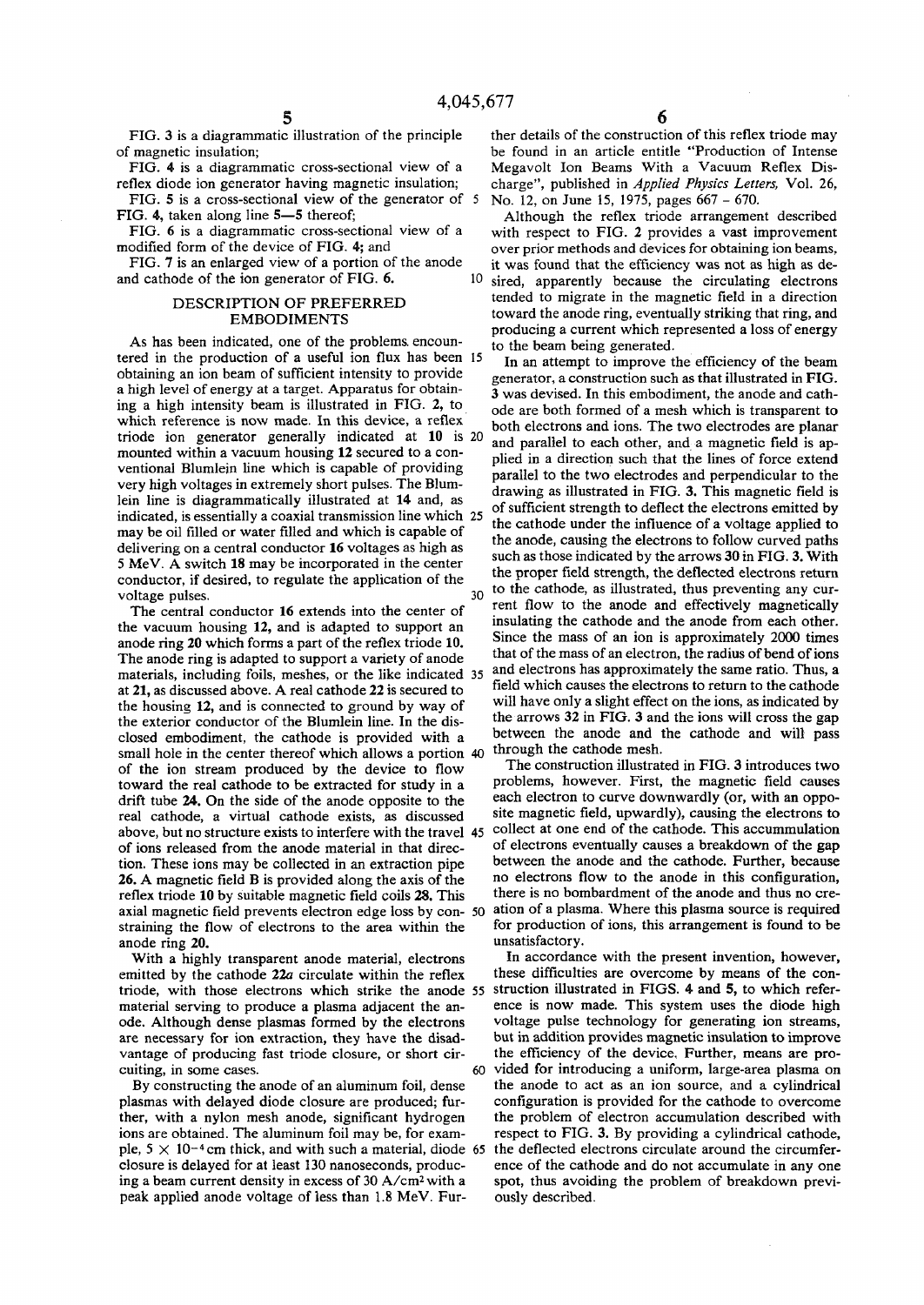FIG. 3 is a diagrammatic illustration of the principle of magnetic insulation;

FIG. 4 is a diagrammatic cross-sectional view of a reflex diode ion generator having magnetic insulation;

FIG. 5 is a cross-sectional view of the generator of FIG. 4, taken along line 5—5 thereof;

FIG. 6 is a diagrammatic cross-sectional view of a modified form of the device of FIG. 4; and

FIG. 7 is an enlarged view of a portion of the anode and cathode of the ion generator of FIG. 6.

## DESCRIPTION OF PREFERRED EMBODIMENTS

As has been indicated, one of the problems encountered in the production of a useful ion flux has been obtaining an ion beam of sufficient intensity to provide a high level of energy at a target. Apparatus for obtaining a high intensity beam is illustrated in FIG. 2, to which reference is now made. In this device, a reflex triode ion generator generally indicated at **10** is mounted within a vacuum housing **12** secured to a conventional Blumlein line which is capable of providing very high voltages in extremely short pulses. The Blumlein line is diagrammatically illustrated at **14** and, as indicated, is essentially a coaxial transmission line which may be oil filled or water filled and which is capable of delivering on a central conductor **16** voltages as high as 5 MeV. A switch **18** may be incorporated in the center conductor, if desired, to regulate the application of the voltage pulses.

The central conductor **16** extends into the center of the vacuum housing **12**, and is adapted to support an anode ring **20** which forms a part of the reflex triode **10**. The anode ring is adapted to support a variety of anode materials, including foils, meshes, or the like indicated at **21**, as discussed above. A real cathode **22** is secured to the housing **12**, and is connected to ground by way of the exterior conductor of the Blumlein line. In the disclosed embodiment, the cathode is provided with a small hole in the center thereof which allows a portion of the ion stream produced by the device to flow toward the real cathode to be extracted for study in a drift tube **24**. On the side of the anode opposite to the real cathode, a virtual cathode exists, as discussed above, but no structure exists to interfere with the travel of ions released from the anode material in that direction. These ions may be collected in an extraction pipe **26**. A magnetic field B is provided along the axis of the reflex triode **10** by suitable magnetic field coils **28**. This axial magnetic field prevents electron edge loss by constraining the flow of electrons to the area within the anode ring **20**.

With a highly transparent anode material, electrons emitted by the cathode **22a** circulate within the reflex triode, with those electrons which strike the anode material serving to produce a plasma adjacent the anode. Although dense plasmas formed by the electrons are necessary for ion extraction, they have the disadvantage of producing fast triode closure, or short circuiting, in some cases.

By constructing the anode of an aluminum foil, dense plasmas with delayed diode closure are produced; further, with a nylon mesh anode, significant hydrogen ions are obtained. The aluminum foil may be, for example, $5 \times 10^{-4}$ cm thick, and with such a material, diode closure is delayed for at least 130 nanoseconds, producing a beam current density in excess of 30 A/cm$^2$ with a peak applied anode voltage of less than 1.8 MeV. Further details of the construction of this reflex triode may be found in an article entitle "Production of Intense Megavolt Ion Beams With a Vacuum Reflex Discharge", published in *Applied Physics Letters*, Vol. 26, No. 12, on June 15, 1975, pages 667 – 670.

Although the reflex triode arrangement described with respect to FIG. 2 provides a vast improvement over prior methods and devices for obtaining ion beams, it was found that the efficiency was not as high as desired, apparently because the circulating electrons tended to migrate in the magnetic field in a direction toward the anode ring, eventually striking that ring, and producing a current which represented a loss of energy to the beam being generated.

In an attempt to improve the efficiency of the beam generator, a construction such as that illustrated in FIG. 3 was devised. In this embodiment, the anode and cathode are both formed of a mesh which is transparent to both electrons and ions. The two electrodes are planar and parallel to each other, and a magnetic field is applied in a direction such that the lines of force extend parallel to the two electrodes and perpendicular to the drawing as illustrated in FIG. 3. This magnetic field is of sufficient strength to deflect the electrons emitted by the cathode under the influence of a voltage applied to the anode, causing the electrons to follow curved paths such as those indicated by the arrows **30** in FIG. 3. With the proper field strength, the deflected electrons return to the cathode, as illustrated, thus preventing any current flow to the anode and effectively magnetically insulating the cathode and the anode from each other. Since the mass of an ion is approximately 2000 times that of the mass of an electron, the radius of bend of ions and electrons has approximately the same ratio. Thus, a field which causes the electrons to return to the cathode will have only a slight effect on the ions, as indicated by the arrows **32** in FIG. 3 and the ions will cross the gap between the anode and the cathode and will pass through the cathode mesh.

The construction illustrated in FIG. 3 introduces two problems, however. First, the magnetic field causes each electron to curve downwardly (or, with an opposite magnetic field, upwardly), causing the electrons to collect at one end of the cathode. This accummulation of electrons eventually causes a breakdown of the gap between the anode and the cathode. Further, because no electrons flow to the anode in this configuration, there is no bombardment of the anode and thus no creation of a plasma. Where this plasma source is required for production of ions, this arrangement is found to be unsatisfactory.

In accordance with the present invention, however, these difficulties are overcome by means of the construction illustrated in FIGS. 4 and 5, to which reference is now made. This system uses the diode high voltage pulse technology for generating ion streams, but in addition provides magnetic insulation to improve the efficiency of the device. Further, means are provided for introducing a uniform, large-area plasma on the anode to act as an ion source, and a cylindrical configuration is provided for the cathode to overcome the problem of electron accumulation described with respect to FIG. 3. By providing a cylindrical cathode, the deflected electrons circulate around the circumference of the cathode and do not accumulate in any one spot, thus avoiding the problem of breakdown previously described.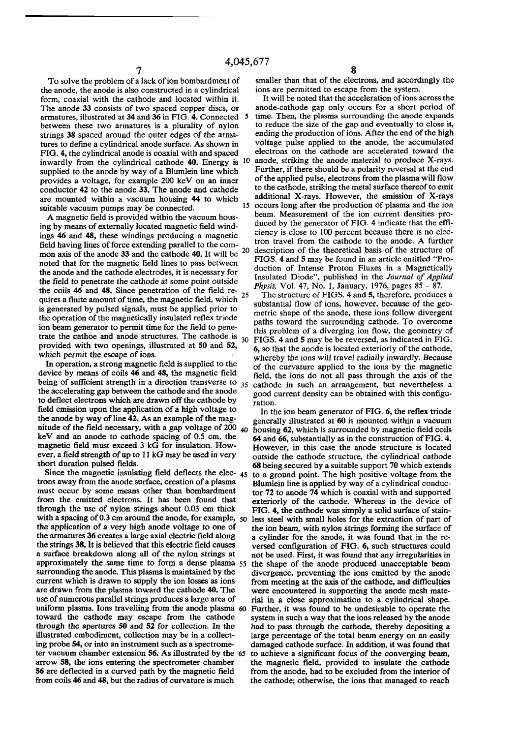To solve the problem of a lack of ion bombardment of the anode, the anode is also constructed in a cylindrical form, coaxial with the cathode and located within it. The anode 33 consists of two spaced copper discs, or armatures, illustrated at 34 and 36 in FIG. 4. Connected between these two armatures is a plurality of nylon strings 38 spaced around the outer edges of the armatures to define a cylindrical anode surface. As shown in FIG. 4, the cylindrical anode is coaxial with and spaced inwardly from the cylindrical cathode 40. Energy is supplied to the anode by way of a Blumlein line which provides a voltage, for example 200 keV on an inner conductor 42 to the anode 33. The anode and cathode are mounted within a vacuum housing 44 to which suitable vacuum pumps may be connected.

A magnetic field is provided within the vacuum housing by means of externally located magnetic field windings 46 and 48, these windings producing a magnetic field having lines of force extending parallel to the common axis of the anode 33 and the cathode 40. It will be noted that for the magnetic field lines to pass between the anode and the cathode electrodes, it is necessary for the field to penetrate the cathode at some point outside the coils 46 and 48. Since penetration of the field requires a finite amount of time, the magnetic field, which is generated by pulsed signals, must be applied prior to the operation of the magnetically insulated reflex triode ion beam generator to permit time for the field to penetrate the cathoe and anode structures. The cathode is provided with two openings, illustrated at 50 and 52, which permit the escape of ions.

In operation, a strong magnetic field is supplied to the device by means of coils 46 and 48, the magnetic field being of sufficient strength in a direction transverse to the accelerating gap between the cathode and the anode to deflect electrons which are drawn off the cathode by field emission upon the application of a high voltage to the anode by way of line 42. As an example of the magnitude of the field necessary, with a gap voltage of 200 keV and an anode to cathode spacing of 0.5 cm, the magnetic field must exceed 3 kG for insulation. However, a field strength of up to 11 kG may be used in very short duration pulsed fields.

Since the magnetic insulating field deflects the electrons away from the anode surface, creation of a plasma must occur by some means other than bombardment from the emitted electrons. It has been found that through the use of nylon strings about 0.03 cm thick with a spacing of 0.3 cm around the anode, for example, the application of a very high anode voltage to one of the armatures 36 creates a large axial electric field along the strings 38. It is believed that this electric field causes a surface breakdown along all of the nylon strings at approximately the same time to form a dense plasma surrounding the anode. This plasma is maintained by the current which is drawn to supply the ion losses as ions are drawn from the plasma toward the cathode 40. The use of numerous parallel strings produces a large area of uniform plasma. Ions travelling from the anode plasma toward the cathode may escape from the cathode through the apertures 50 and 52 for collection. In the illustrated embodiment, collection may be in a collecting probe 54, or into an instrument such as a spectrometer vacuum chamber extension 56. As illustrated by the arrow 58, the ions entering the spectrometer chamber 56 are deflected in a curved path by the magnetic field from coils 46 and 48, but the radius of curvature is much smaller than that of the electrons, and accordingly the ions are permitted to escape from the system.

It will be noted that the acceleration of ions across the anode-cathode gap only occurs for a short period of time. Then, the plasma surrounding the anode expands to reduce the size of the gap and eventually to close it, ending the production of ions. After the end of the high voltage pulse applied to the anode, the accumulated electrons on the cathode are accelerated toward the anode, striking the anode material to produce X-rays. Further, if there should be a polarity reversal at the end of the applied pulse, electrons from the plasma will flow to the cathode, striking the metal surface thereof to emit additional X-rays. However, the emission of X-rays occurs long after the production of plasma and the ion beam. Measurement of the ion current densities produced by the generator of FIG. 4 indicate that the efficiency is close to 100 percent because there is no electron travel from the cathode to the anode. A further description of the theoretical basis of the structure of FIGS. 4 and 5 may be found in an article entitled "Production of Intense Proton Fluxes in a Magnetically Insulated Diode", published in the *Journal of Applied Physis*, Vol. 47, No. 1, January, 1976, pages 85 – 87.

The structure of FIGS. 4 and 5, therefore, produces a substantial flow of ions, however, because of the geometric shape of the anode, these ions follow divergent paths toward the surrounding cathode. To overcome this problem of a diverging ion flow, the geometry of FIGS. 4 and 5 may be reversed, as indicated in FIG. 6, so that the anode is located exteriorly of the cathode, whereby the ions will travel radially inwardly. Because of the curvature applied to the ions by the magnetic field, the ions do not all pass through the axis of the cathode in such an arrangement, but nevertheless a good current density can be obtained with this configuration.

In the ion beam generator of FIG. 6, the reflex triode generally illustrated at 60 is mounted within a vacuum housing 62, which is surrounded by magnetic field coils 64 and 66, substantially as in the construction of FIG. 4. However, in this case the anode structure is located outside the cathode structure, the cylindrical cathode 68 being secured by a suitable support 70 which extends to a ground point. The high positive voltage from the Blumlein line is applied by way of a cylindrical conductor 72 to anode 74 which is coaxial with and supported exteriorly of the cathode. Whereas in the device of FIG. 4, the cathode was simply a solid surface of stainless steel with small holes for the extraction of part of the ion beam, with nylon strings forming the surface of a cylinder for the anode, it was found that in the reversed configuration of FIG. 6, such structures could not be used. First, it was found that any irregularities in the shape of the anode produced unacceptable beam divergence, preventing the ions emitted by the anode from meeting at the axis of the cathode, and difficulties were encountered in supporting the anode mesh material in a close approximation to a cylindrical shape. Further, it was found to be undesirable to operate the system in such a way that the ions released by the anode had to pass through the cathode, thereby depositing a large percentage of the total beam energy on an easily damaged cathode surface. In addition, it was found that to achieve a significant focus of the converging beam, the magnetic field, provided to insulate the cathode from the anode, had to be excluded from the interior of the cathode; otherwise, the ions that managed to reach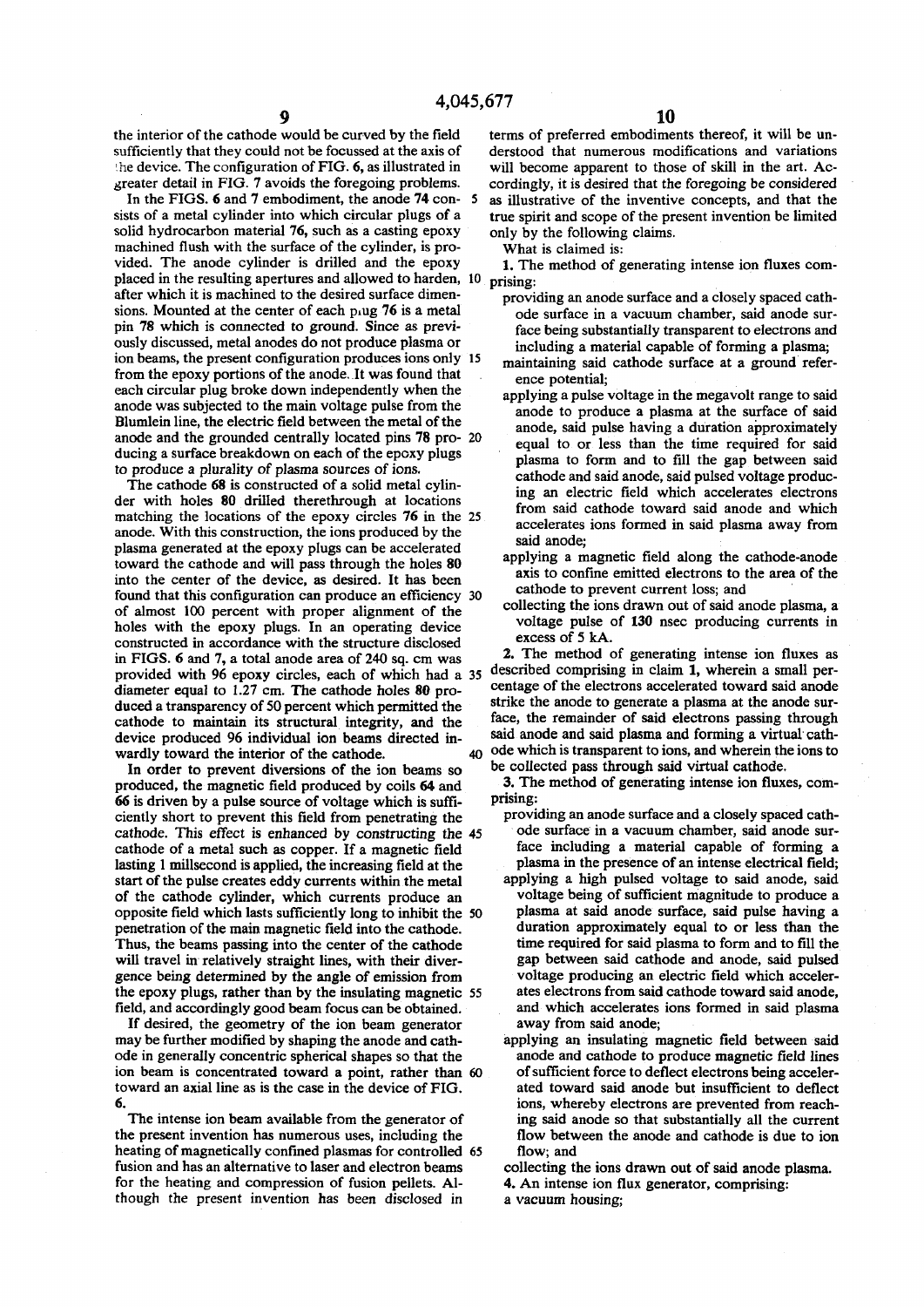the interior of the cathode would be curved by the field sufficiently that they could not be focussed at the axis of the device. The configuration of FIG. 6, as illustrated in greater detail in FIG. 7 avoids the foregoing problems.

In the FIGS. 6 and 7 embodiment, the anode 74 consists of a metal cylinder into which circular plugs of a solid hydrocarbon material 76, such as a casting epoxy machined flush with the surface of the cylinder, is provided. The anode cylinder is drilled and the epoxy placed in the resulting apertures and allowed to harden, after which it is machined to the desired surface dimensions. Mounted at the center of each plug 76 is a metal pin 78 which is connected to ground. Since as previously discussed, metal anodes do not produce plasma or ion beams, the present configuration produces ions only from the epoxy portions of the anode. It was found that each circular plug broke down independently when the anode was subjected to the main voltage pulse from the Blumlein line, the electric field between the metal of the anode and the grounded centrally located pins 78 producing a surface breakdown on each of the epoxy plugs to produce a plurality of plasma sources of ions.

The cathode 68 is constructed of a solid metal cylinder with holes 80 drilled therethrough at locations matching the locations of the epoxy circles 76 in the anode. With this construction, the ions produced by the plasma generated at the epoxy plugs can be accelerated toward the cathode and will pass through the holes 80 into the center of the device, as desired. It has been found that this configuration can produce an efficiency of almost 100 percent with proper alignment of the holes with the epoxy plugs. In an operating device constructed in accordance with the structure disclosed in FIGS. 6 and 7, a total anode area of 240 sq. cm was provided with 96 epoxy circles, each of which had a diameter equal to 1.27 cm. The cathode holes 80 produced a transparency of 50 percent which permitted the cathode to maintain its structural integrity, and the device produced 96 individual ion beams directed inwardly toward the interior of the cathode.

In order to prevent diversions of the ion beams so produced, the magnetic field produced by coils 64 and 66 is driven by a pulse source of voltage which is sufficiently short to prevent this field from penetrating the cathode. This effect is enhanced by constructing the cathode of a metal such as copper. If a magnetic field lasting 1 millsecond is applied, the increasing field at the start of the pulse creates eddy currents within the metal of the cathode cylinder, which currents produce an opposite field which lasts sufficiently long to inhibit the penetration of the main magnetic field into the cathode. Thus, the beams passing into the center of the cathode will travel in relatively straight lines, with their divergence being determined by the angle of emission from the epoxy plugs, rather than by the insulating magnetic field, and accordingly good beam focus can be obtained.

If desired, the geometry of the ion beam generator may be further modified by shaping the anode and cathode in generally concentric spherical shapes so that the ion beam is concentrated toward a point, rather than toward an axial line as is the case in the device of FIG. 6.

The intense ion beam available from the generator of the present invention has numerous uses, including the heating of magnetically confined plasmas for controlled fusion and has an alternative to laser and electron beams for the heating and compression of fusion pellets. Although the present invention has been disclosed in terms of preferred embodiments thereof, it will be understood that numerous modifications and variations will become apparent to those of skill in the art. Accordingly, it is desired that the foregoing be considered as illustrative of the inventive concepts, and that the true spirit and scope of the present invention be limited only by the following claims.

What is claimed is:

1. The method of generating intense ion fluxes comprising:
   - providing an anode surface and a closely spaced cathode surface in a vacuum chamber, said anode surface being substantially transparent to electrons and including a material capable of forming a plasma;
   - maintaining said cathode surface at a ground reference potential;
   - applying a pulse voltage in the megavolt range to said anode to produce a plasma at the surface of said anode, said pulse having a duration approximately equal to or less than the time required for said plasma to form and to fill the gap between said cathode and said anode, said pulsed voltage producing an electric field which accelerates electrons from said cathode toward said anode and which accelerates ions formed in said plasma away from said anode;
   - applying a magnetic field along the cathode-anode axis to confine emitted electrons to the area of the cathode to prevent current loss; and
   - collecting the ions drawn out of said anode plasma, a voltage pulse of 130 nsec producing currents in excess of 5 kA.

2. The method of generating intense ion fluxes as described comprising in claim 1, wherein a small percentage of the electrons accelerated toward said anode strike the anode to generate a plasma at the anode surface, the remainder of said electrons passing through said anode and said plasma and forming a virtual cathode which is transparent to ions, and wherein the ions to be collected pass through said virtual cathode.

3. The method of generating intense ion fluxes, comprising:
   - providing an anode surface and a closely spaced cathode surface in a vacuum chamber, said anode surface including a material capable of forming a plasma in the presence of an intense electrical field;
   - applying a high pulsed voltage to said anode, said voltage being of sufficient magnitude to produce a plasma at said anode surface, said pulse having a duration approximately equal to or less than the time required for said plasma to form and to fill the gap between said cathode and anode, said pulsed voltage producing an electric field which accelerates electrons from said cathode toward said anode, and which accelerates ions formed in said plasma away from said anode;
   - applying an insulating magnetic field between said anode and cathode to produce magnetic field lines of sufficient force to deflect electrons being accelerated toward said anode but insufficient to deflect ions, whereby electrons are prevented from reaching said anode so that substantially all the current flow between the anode and cathode is due to ion flow; and
   - collecting the ions drawn out of said anode plasma.

4. An intense ion flux generator, comprising:
   - a vacuum housing;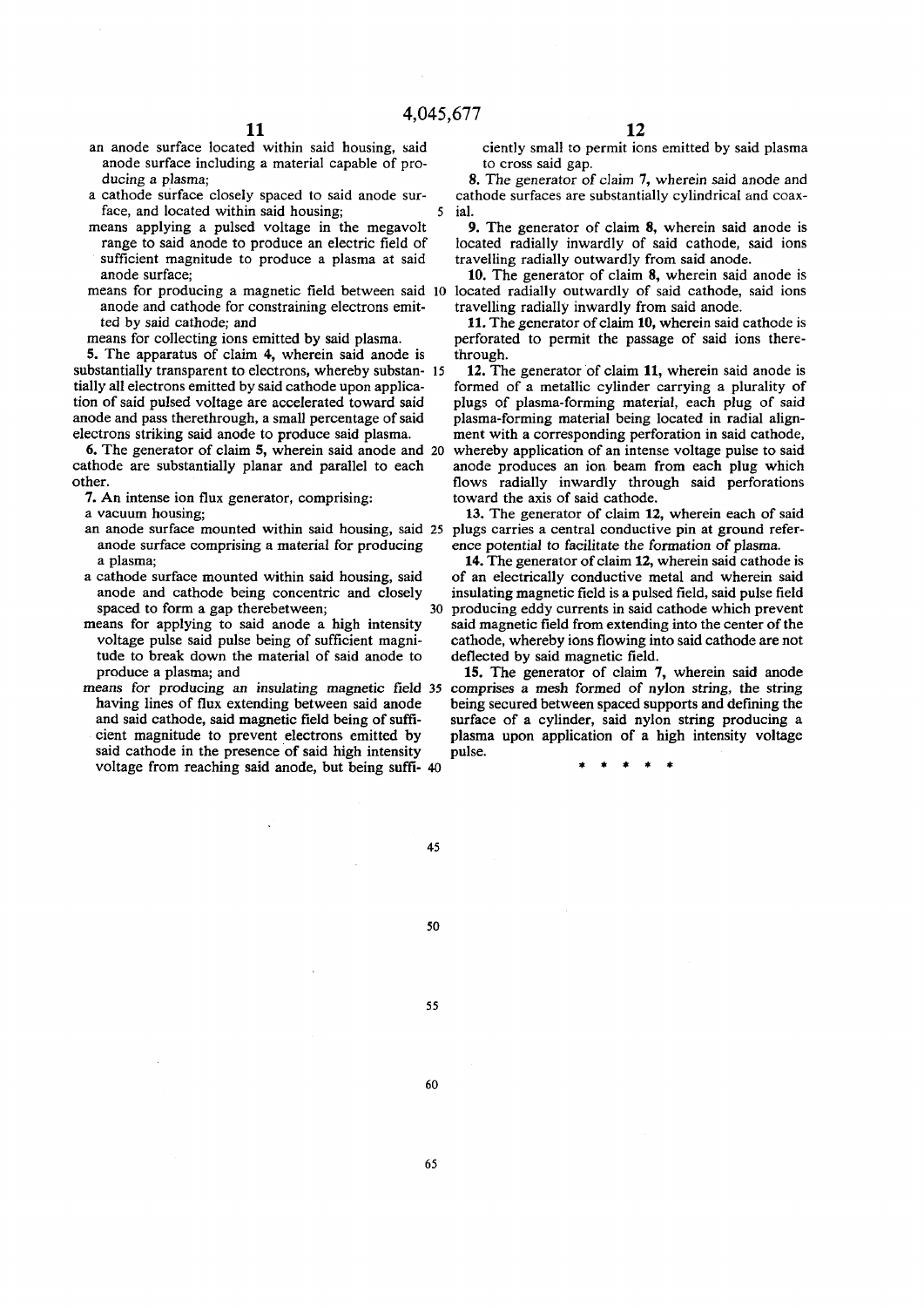an anode surface located within said housing, said anode surface including a material capable of producing a plasma;

a cathode surface closely spaced to said anode surface, and located within said housing;

means applying a pulsed voltage in the megavolt range to said anode to produce an electric field of sufficient magnitude to produce a plasma at said anode surface;

means for producing a magnetic field between said anode and cathode for constraining electrons emitted by said cathode; and

means for collecting ions emitted by said plasma.

**5.** The apparatus of claim **4**, wherein said anode is substantially transparent to electrons, whereby substantially all electrons emitted by said cathode upon application of said pulsed voltage are accelerated toward said anode and pass therethrough, a small percentage of said electrons striking said anode to produce said plasma.

**6.** The generator of claim **5**, wherein said anode and cathode are substantially planar and parallel to each other.

**7.** An intense ion flux generator, comprising:

a vacuum housing;

an anode surface mounted within said housing, said anode surface comprising a material for producing a plasma;

a cathode surface mounted within said housing, said anode and cathode being concentric and closely spaced to form a gap therebetween;

means for applying to said anode a high intensity voltage pulse said pulse being of sufficient magnitude to break down the material of said anode to produce a plasma; and

means for producing an insulating magnetic field having lines of flux extending between said anode and said cathode, said magnetic field being of sufficient magnitude to prevent electrons emitted by said cathode in the presence of said high intensity voltage from reaching said anode, but being sufficiently small to permit ions emitted by said plasma to cross said gap.

**8.** The generator of claim **7**, wherein said anode and cathode surfaces are substantially cylindrical and coaxial.

**9.** The generator of claim **8**, wherein said anode is located radially inwardly of said cathode, said ions travelling radially outwardly from said anode.

**10.** The generator of claim **8**, wherein said anode is located radially outwardly of said cathode, said ions travelling radially inwardly from said anode.

**11.** The generator of claim **10**, wherein said cathode is perforated to permit the passage of said ions therethrough.

**12.** The generator of claim **11**, wherein said anode is formed of a metallic cylinder carrying a plurality of plugs of plasma-forming material, each plug of said plasma-forming material being located in radial alignment with a corresponding perforation in said cathode, whereby application of an intense voltage pulse to said anode produces an ion beam from each plug which flows radially inwardly through said perforations toward the axis of said cathode.

**13.** The generator of claim **12**, wherein each of said plugs carries a central conductive pin at ground reference potential to facilitate the formation of plasma.

**14.** The generator of claim **12**, wherein said cathode is of an electrically conductive metal and wherein said insulating magnetic field is a pulsed field, said pulse field producing eddy currents in said cathode which prevent said magnetic field from extending into the center of the cathode, whereby ions flowing into said cathode are not deflected by said magnetic field.

**15.** The generator of claim **7**, wherein said anode comprises a mesh formed of nylon string, the string being secured between spaced supports and defining the surface of a cylinder, said nylon string producing a plasma upon application of a high intensity voltage pulse.

* * * * *